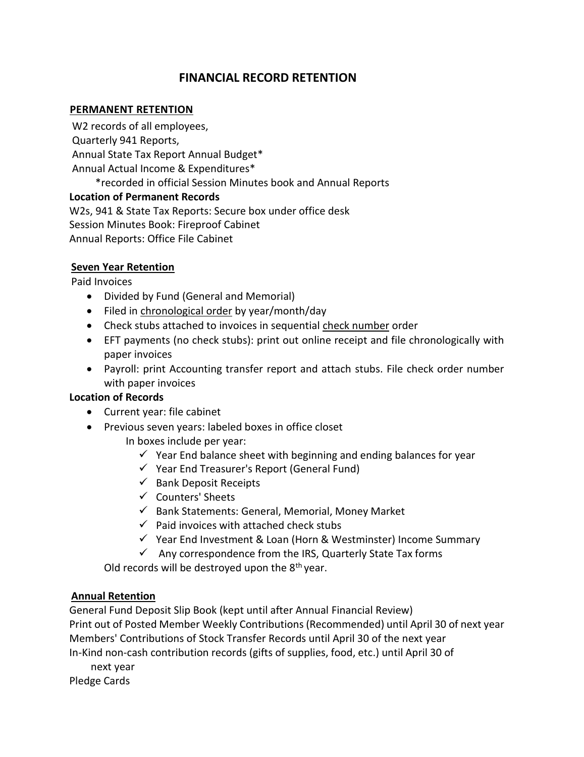# FINANCIAL RECORD RETENTION

## PERMANENT RETENTION

W2 records of all employees,
Quarterly 941 Reports,
Annual State Tax Report Annual Budget*
Annual Actual Income & Expenditures*
*recorded in official Session Minutes book and Annual Reports

**Location of Permanent Records**

W2s, 941 & State Tax Reports: Secure box under office desk
Session Minutes Book: Fireproof Cabinet
Annual Reports: Office File Cabinet

## Seven Year Retention

Paid Invoices

- Divided by Fund (General and Memorial)
- Filed in chronological order by year/month/day
- Check stubs attached to invoices in sequential check number order
- EFT payments (no check stubs): print out online receipt and file chronologically with paper invoices
- Payroll: print Accounting transfer report and attach stubs. File check order number with paper invoices

**Location of Records**

- Current year: file cabinet
- Previous seven years: labeled boxes in office closet
  In boxes include per year:
  - ✓ Year End balance sheet with beginning and ending balances for year
  - ✓ Year End Treasurer's Report (General Fund)
  - ✓ Bank Deposit Receipts
  - ✓ Counters' Sheets
  - ✓ Bank Statements: General, Memorial, Money Market
  - ✓ Paid invoices with attached check stubs
  - ✓ Year End Investment & Loan (Horn & Westminster) Income Summary
  - ✓ Any correspondence from the IRS, Quarterly State Tax forms

  Old records will be destroyed upon the 8th year.

## Annual Retention

General Fund Deposit Slip Book (kept until after Annual Financial Review)
Print out of Posted Member Weekly Contributions (Recommended) until April 30 of next year
Members' Contributions of Stock Transfer Records until April 30 of the next year
In-Kind non-cash contribution records (gifts of supplies, food, etc.) until April 30 of next year
Pledge Cards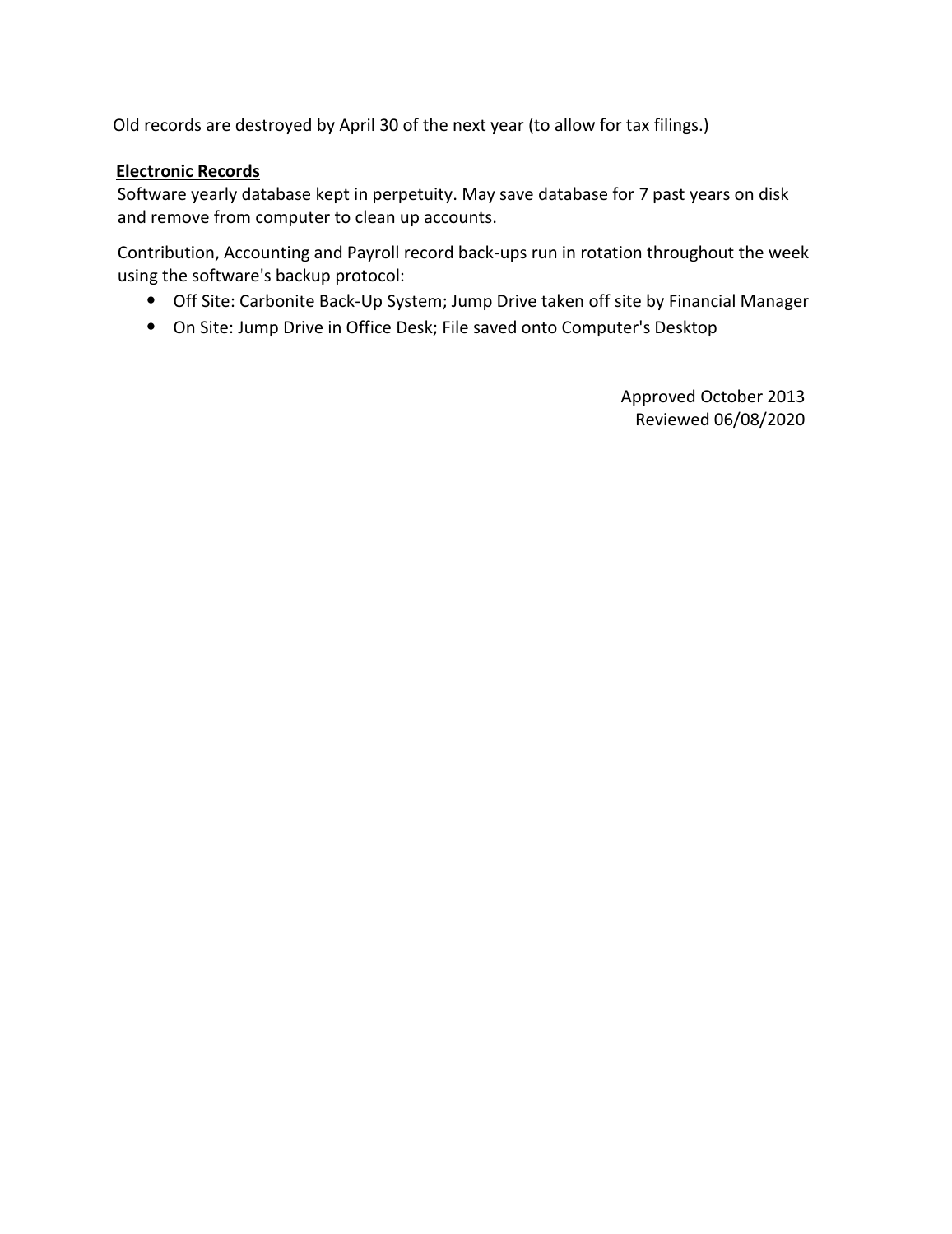Old records are destroyed by April 30 of the next year (to allow for tax filings.)

**Electronic Records**

Software yearly database kept in perpetuity. May save database for 7 past years on disk and remove from computer to clean up accounts.

Contribution, Accounting and Payroll record back-ups run in rotation throughout the week using the software's backup protocol:

- Off Site: Carbonite Back-Up System; Jump Drive taken off site by Financial Manager
- On Site: Jump Drive in Office Desk; File saved onto Computer's Desktop

Approved October 2013
Reviewed 06/08/2020